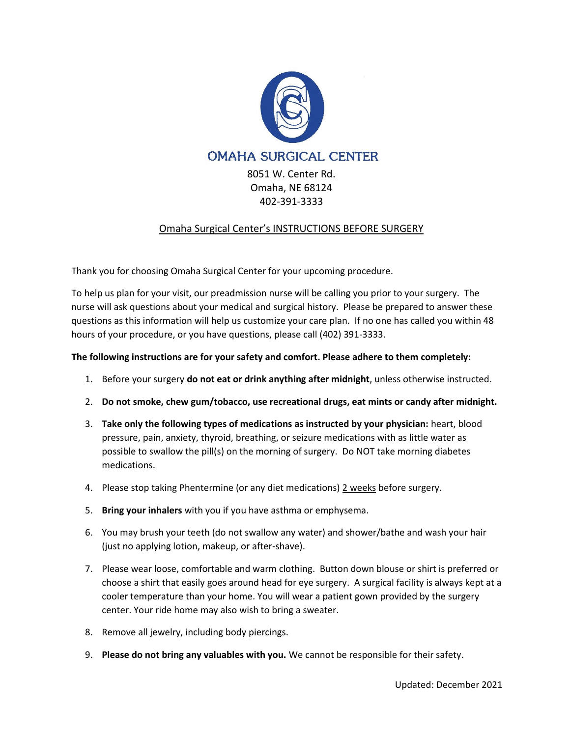# OMAHA SURGICAL CENTER

8051 W. Center Rd.
Omaha, NE 68124
402-391-3333

## Omaha Surgical Center's INSTRUCTIONS BEFORE SURGERY

Thank you for choosing Omaha Surgical Center for your upcoming procedure.

To help us plan for your visit, our preadmission nurse will be calling you prior to your surgery. The nurse will ask questions about your medical and surgical history. Please be prepared to answer these questions as this information will help us customize your care plan. If no one has called you within 48 hours of your procedure, or you have questions, please call (402) 391-3333.

**The following instructions are for your safety and comfort. Please adhere to them completely:**

1. Before your surgery **do not eat or drink anything after midnight**, unless otherwise instructed.
2. **Do not smoke, chew gum/tobacco, use recreational drugs, eat mints or candy after midnight.**
3. **Take only the following types of medications as instructed by your physician:** heart, blood pressure, pain, anxiety, thyroid, breathing, or seizure medications with as little water as possible to swallow the pill(s) on the morning of surgery. Do NOT take morning diabetes medications.
4. Please stop taking Phentermine (or any diet medications) 2 weeks before surgery.
5. **Bring your inhalers** with you if you have asthma or emphysema.
6. You may brush your teeth (do not swallow any water) and shower/bathe and wash your hair (just no applying lotion, makeup, or after-shave).
7. Please wear loose, comfortable and warm clothing. Button down blouse or shirt is preferred or choose a shirt that easily goes around head for eye surgery. A surgical facility is always kept at a cooler temperature than your home. You will wear a patient gown provided by the surgery center. Your ride home may also wish to bring a sweater.
8. Remove all jewelry, including body piercings.
9. **Please do not bring any valuables with you.** We cannot be responsible for their safety.

Updated: December 2021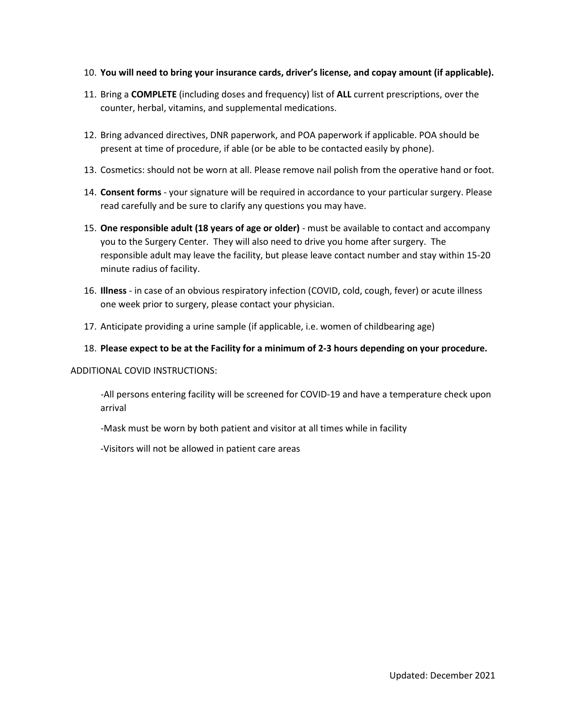10. **You will need to bring your insurance cards, driver's license, and copay amount (if applicable).**
11. Bring a **COMPLETE** (including doses and frequency) list of **ALL** current prescriptions, over the counter, herbal, vitamins, and supplemental medications.
12. Bring advanced directives, DNR paperwork, and POA paperwork if applicable. POA should be present at time of procedure, if able (or be able to be contacted easily by phone).
13. Cosmetics: should not be worn at all. Please remove nail polish from the operative hand or foot.
14. **Consent forms** - your signature will be required in accordance to your particular surgery. Please read carefully and be sure to clarify any questions you may have.
15. **One responsible adult (18 years of age or older)** - must be available to contact and accompany you to the Surgery Center. They will also need to drive you home after surgery. The responsible adult may leave the facility, but please leave contact number and stay within 15-20 minute radius of facility.
16. **Illness** - in case of an obvious respiratory infection (COVID, cold, cough, fever) or acute illness one week prior to surgery, please contact your physician.
17. Anticipate providing a urine sample (if applicable, i.e. women of childbearing age)
18. **Please expect to be at the Facility for a minimum of 2-3 hours depending on your procedure.**

ADDITIONAL COVID INSTRUCTIONS:

-All persons entering facility will be screened for COVID-19 and have a temperature check upon arrival

-Mask must be worn by both patient and visitor at all times while in facility

-Visitors will not be allowed in patient care areas

Updated: December 2021